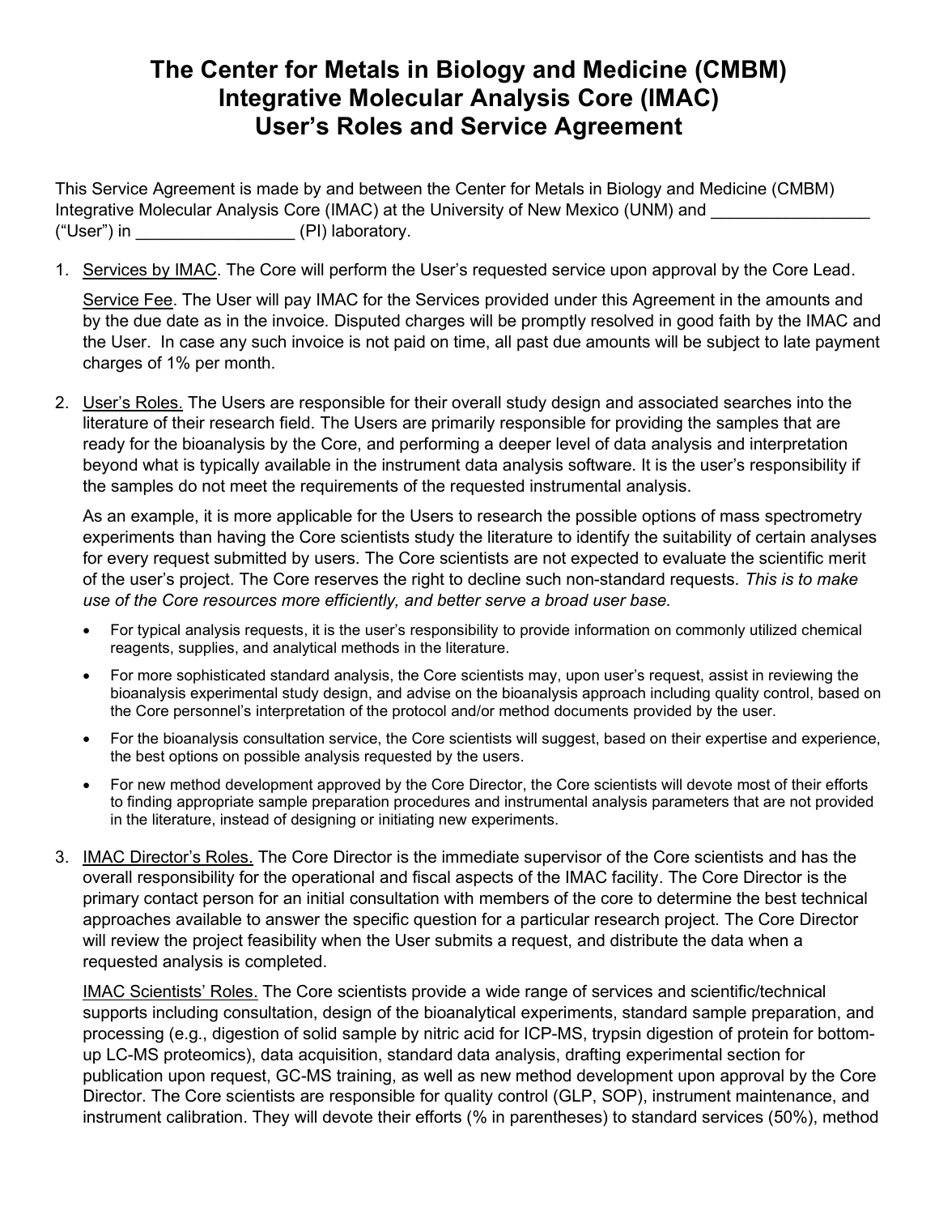# The Center for Metals in Biology and Medicine (CMBM) Integrative Molecular Analysis Core (IMAC) User's Roles and Service Agreement

This Service Agreement is made by and between the Center for Metals in Biology and Medicine (CMBM) Integrative Molecular Analysis Core (IMAC) at the University of New Mexico (UNM) and _________________ ("User") in _________________ (PI) laboratory.

1. Services by IMAC. The Core will perform the User's requested service upon approval by the Core Lead.

   Service Fee. The User will pay IMAC for the Services provided under this Agreement in the amounts and by the due date as in the invoice. Disputed charges will be promptly resolved in good faith by the IMAC and the User. In case any such invoice is not paid on time, all past due amounts will be subject to late payment charges of 1% per month.

2. User's Roles. The Users are responsible for their overall study design and associated searches into the literature of their research field. The Users are primarily responsible for providing the samples that are ready for the bioanalysis by the Core, and performing a deeper level of data analysis and interpretation beyond what is typically available in the instrument data analysis software. It is the user's responsibility if the samples do not meet the requirements of the requested instrumental analysis.

   As an example, it is more applicable for the Users to research the possible options of mass spectrometry experiments than having the Core scientists study the literature to identify the suitability of certain analyses for every request submitted by users. The Core scientists are not expected to evaluate the scientific merit of the user's project. The Core reserves the right to decline such non-standard requests. *This is to make use of the Core resources more efficiently, and better serve a broad user base.*

   - For typical analysis requests, it is the user's responsibility to provide information on commonly utilized chemical reagents, supplies, and analytical methods in the literature.
   - For more sophisticated standard analysis, the Core scientists may, upon user's request, assist in reviewing the bioanalysis experimental study design, and advise on the bioanalysis approach including quality control, based on the Core personnel's interpretation of the protocol and/or method documents provided by the user.
   - For the bioanalysis consultation service, the Core scientists will suggest, based on their expertise and experience, the best options on possible analysis requested by the users.
   - For new method development approved by the Core Director, the Core scientists will devote most of their efforts to finding appropriate sample preparation procedures and instrumental analysis parameters that are not provided in the literature, instead of designing or initiating new experiments.

3. IMAC Director's Roles. The Core Director is the immediate supervisor of the Core scientists and has the overall responsibility for the operational and fiscal aspects of the IMAC facility. The Core Director is the primary contact person for an initial consultation with members of the core to determine the best technical approaches available to answer the specific question for a particular research project. The Core Director will review the project feasibility when the User submits a request, and distribute the data when a requested analysis is completed.

   IMAC Scientists' Roles. The Core scientists provide a wide range of services and scientific/technical supports including consultation, design of the bioanalytical experiments, standard sample preparation, and processing (e.g., digestion of solid sample by nitric acid for ICP-MS, trypsin digestion of protein for bottom-up LC-MS proteomics), data acquisition, standard data analysis, drafting experimental section for publication upon request, GC-MS training, as well as new method development upon approval by the Core Director. The Core scientists are responsible for quality control (GLP, SOP), instrument maintenance, and instrument calibration. They will devote their efforts (% in parentheses) to standard services (50%), method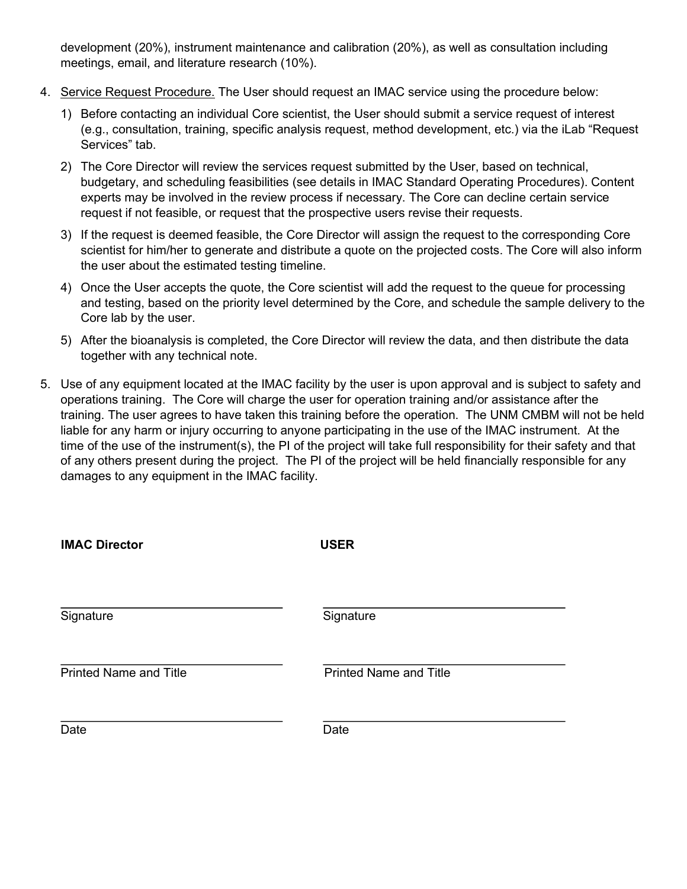development (20%), instrument maintenance and calibration (20%), as well as consultation including meetings, email, and literature research (10%).

4. Service Request Procedure. The User should request an IMAC service using the procedure below:
   1) Before contacting an individual Core scientist, the User should submit a service request of interest (e.g., consultation, training, specific analysis request, method development, etc.) via the iLab "Request Services" tab.
   2) The Core Director will review the services request submitted by the User, based on technical, budgetary, and scheduling feasibilities (see details in IMAC Standard Operating Procedures). Content experts may be involved in the review process if necessary. The Core can decline certain service request if not feasible, or request that the prospective users revise their requests.
   3) If the request is deemed feasible, the Core Director will assign the request to the corresponding Core scientist for him/her to generate and distribute a quote on the projected costs. The Core will also inform the user about the estimated testing timeline.
   4) Once the User accepts the quote, the Core scientist will add the request to the queue for processing and testing, based on the priority level determined by the Core, and schedule the sample delivery to the Core lab by the user.
   5) After the bioanalysis is completed, the Core Director will review the data, and then distribute the data together with any technical note.

5. Use of any equipment located at the IMAC facility by the user is upon approval and is subject to safety and operations training. The Core will charge the user for operation training and/or assistance after the training. The user agrees to have taken this training before the operation. The UNM CMBM will not be held liable for any harm or injury occurring to anyone participating in the use of the IMAC instrument. At the time of the use of the instrument(s), the PI of the project will take full responsibility for their safety and that of any others present during the project. The PI of the project will be held financially responsible for any damages to any equipment in the IMAC facility.

| **IMAC Director** | **USER** |
| --- | --- |
| ______________________ | ______________________ |
| Signature | Signature |
| ______________________ | ______________________ |
| Printed Name and Title | Printed Name and Title |
| ______________________ | ______________________ |
| Date | Date |